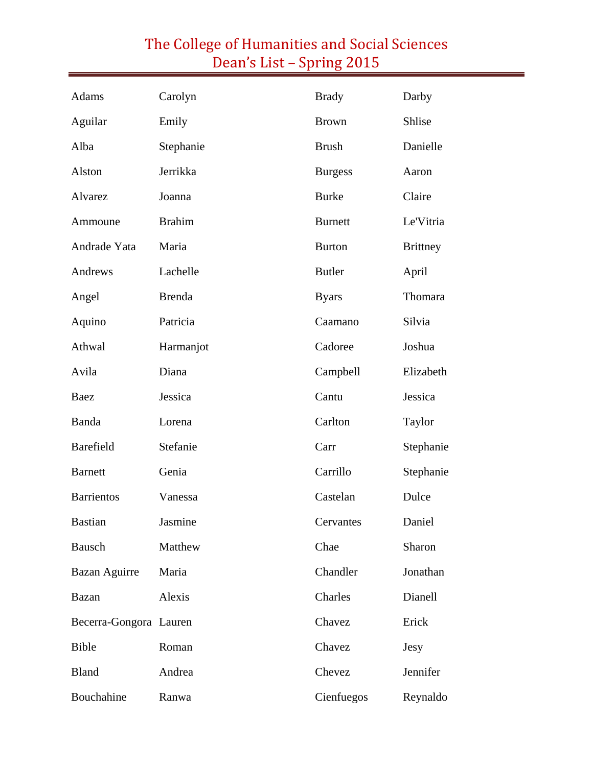# The College of Humanities and Social Sciences
# Dean's List – Spring 2015

| | | | |
|---|---|---|---|
| Adams | Carolyn | Brady | Darby |
| Aguilar | Emily | Brown | Shlise |
| Alba | Stephanie | Brush | Danielle |
| Alston | Jerrikka | Burgess | Aaron |
| Alvarez | Joanna | Burke | Claire |
| Ammoune | Brahim | Burnett | Le'Vitria |
| Andrade Yata | Maria | Burton | Brittney |
| Andrews | Lachelle | Butler | April |
| Angel | Brenda | Byars | Thomara |
| Aquino | Patricia | Caamano | Silvia |
| Athwal | Harmanjot | Cadoree | Joshua |
| Avila | Diana | Campbell | Elizabeth |
| Baez | Jessica | Cantu | Jessica |
| Banda | Lorena | Carlton | Taylor |
| Barefield | Stefanie | Carr | Stephanie |
| Barnett | Genia | Carrillo | Stephanie |
| Barrientos | Vanessa | Castelan | Dulce |
| Bastian | Jasmine | Cervantes | Daniel |
| Bausch | Matthew | Chae | Sharon |
| Bazan Aguirre | Maria | Chandler | Jonathan |
| Bazan | Alexis | Charles | Dianell |
| Becerra-Gongora | Lauren | Chavez | Erick |
| Bible | Roman | Chavez | Jesy |
| Bland | Andrea | Chevez | Jennifer |
| Bouchahine | Ranwa | Cienfuegos | Reynaldo |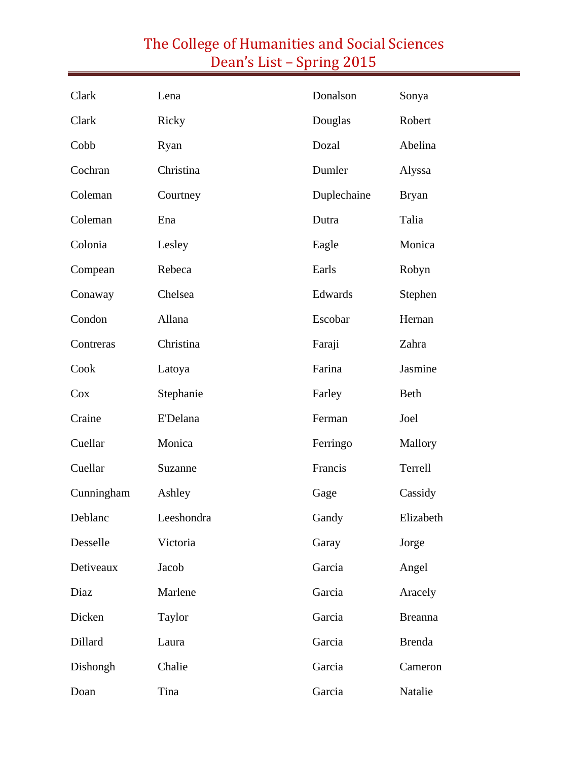# The College of Humanities and Social Sciences
# Dean's List – Spring 2015

| | |
|---|---|
| Clark | Lena |
| Clark | Ricky |
| Cobb | Ryan |
| Cochran | Christina |
| Coleman | Courtney |
| Coleman | Ena |
| Colonia | Lesley |
| Compean | Rebeca |
| Conaway | Chelsea |
| Condon | Allana |
| Contreras | Christina |
| Cook | Latoya |
| Cox | Stephanie |
| Craine | E'Delana |
| Cuellar | Monica |
| Cuellar | Suzanne |
| Cunningham | Ashley |
| Deblanc | Leeshondra |
| Desselle | Victoria |
| Detiveaux | Jacob |
| Diaz | Marlene |
| Dicken | Taylor |
| Dillard | Laura |
| Dishongh | Chalie |
| Doan | Tina |
| Donalson | Sonya |
| Douglas | Robert |
| Dozal | Abelina |
| Dumler | Alyssa |
| Duplechaine | Bryan |
| Dutra | Talia |
| Eagle | Monica |
| Earls | Robyn |
| Edwards | Stephen |
| Escobar | Hernan |
| Faraji | Zahra |
| Farina | Jasmine |
| Farley | Beth |
| Ferman | Joel |
| Ferringo | Mallory |
| Francis | Terrell |
| Gage | Cassidy |
| Gandy | Elizabeth |
| Garay | Jorge |
| Garcia | Angel |
| Garcia | Aracely |
| Garcia | Breanna |
| Garcia | Brenda |
| Garcia | Cameron |
| Garcia | Natalie |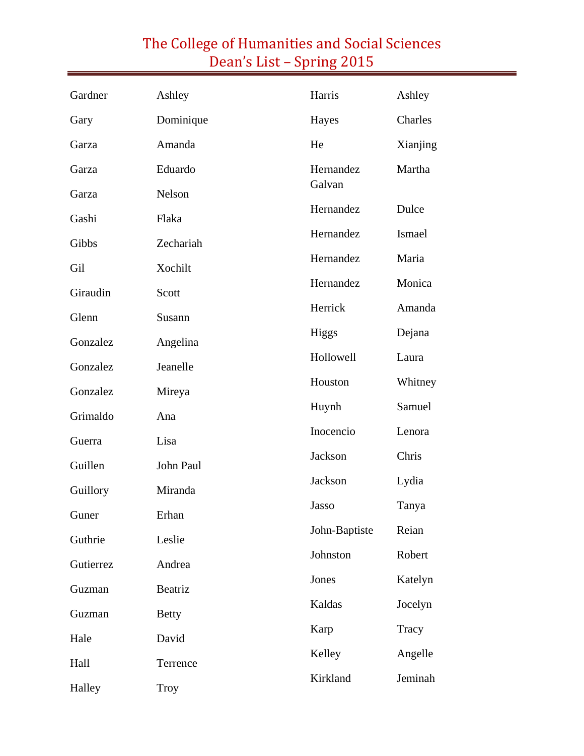# The College of Humanities and Social Sciences
# Dean's List – Spring 2015

| | |
|---|---|
| Gardner | Ashley |
| Gary | Dominique |
| Garza | Amanda |
| Garza | Eduardo |
| Garza | Nelson |
| Gashi | Flaka |
| Gibbs | Zechariah |
| Gil | Xochilt |
| Giraudin | Scott |
| Glenn | Susann |
| Gonzalez | Angelina |
| Gonzalez | Jeanelle |
| Gonzalez | Mireya |
| Grimaldo | Ana |
| Guerra | Lisa |
| Guillen | John Paul |
| Guillory | Miranda |
| Guner | Erhan |
| Guthrie | Leslie |
| Gutierrez | Andrea |
| Guzman | Beatriz |
| Guzman | Betty |
| Hale | David |
| Hall | Terrence |
| Halley | Troy |
| Harris | Ashley |
| Hayes | Charles |
| He | Xianjing |
| Hernandez Galvan | Martha |
| Hernandez | Dulce |
| Hernandez | Ismael |
| Hernandez | Maria |
| Hernandez | Monica |
| Herrick | Amanda |
| Higgs | Dejana |
| Hollowell | Laura |
| Houston | Whitney |
| Huynh | Samuel |
| Inocencio | Lenora |
| Jackson | Chris |
| Jackson | Lydia |
| Jasso | Tanya |
| John-Baptiste | Reian |
| Johnston | Robert |
| Jones | Katelyn |
| Kaldas | Jocelyn |
| Karp | Tracy |
| Kelley | Angelle |
| Kirkland | Jeminah |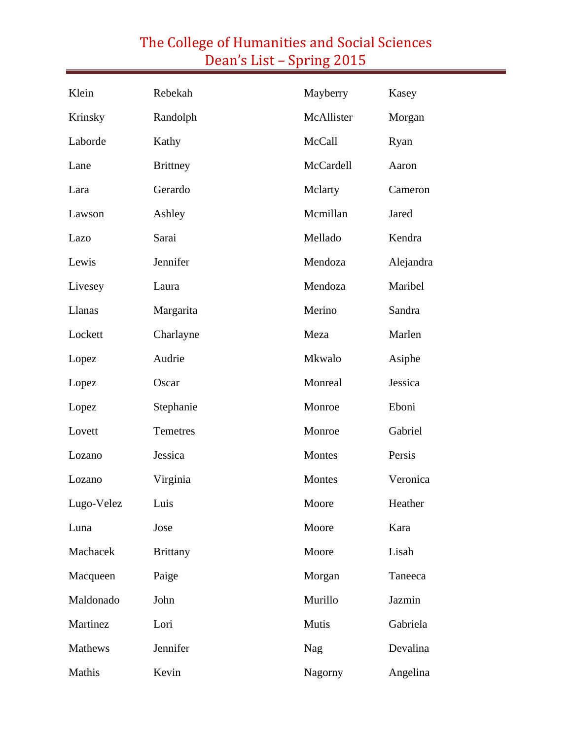# The College of Humanities and Social Sciences
# Dean's List – Spring 2015

| | |
|---|---|
| Klein | Rebekah |
| Krinsky | Randolph |
| Laborde | Kathy |
| Lane | Brittney |
| Lara | Gerardo |
| Lawson | Ashley |
| Lazo | Sarai |
| Lewis | Jennifer |
| Livesey | Laura |
| Llanas | Margarita |
| Lockett | Charlayne |
| Lopez | Audrie |
| Lopez | Oscar |
| Lopez | Stephanie |
| Lovett | Temetres |
| Lozano | Jessica |
| Lozano | Virginia |
| Lugo-Velez | Luis |
| Luna | Jose |
| Machacek | Brittany |
| Macqueen | Paige |
| Maldonado | John |
| Martinez | Lori |
| Mathews | Jennifer |
| Mathis | Kevin |
| Mayberry | Kasey |
| McAllister | Morgan |
| McCall | Ryan |
| McCardell | Aaron |
| Mclarty | Cameron |
| Mcmillan | Jared |
| Mellado | Kendra |
| Mendoza | Alejandra |
| Mendoza | Maribel |
| Merino | Sandra |
| Meza | Marlen |
| Mkwalo | Asiphe |
| Monreal | Jessica |
| Monroe | Eboni |
| Monroe | Gabriel |
| Montes | Persis |
| Montes | Veronica |
| Moore | Heather |
| Moore | Kara |
| Moore | Lisah |
| Morgan | Taneeca |
| Murillo | Jazmin |
| Mutis | Gabriela |
| Nag | Devalina |
| Nagorny | Angelina |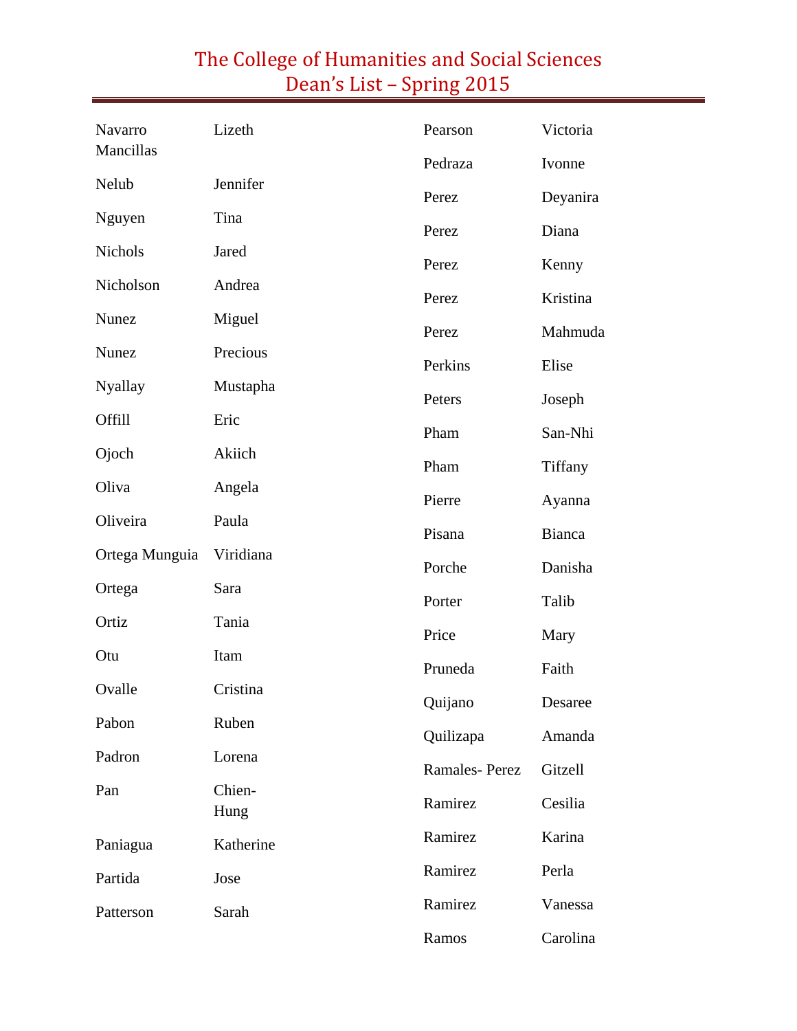# The College of Humanities and Social Sciences
# Dean's List – Spring 2015

| | |
|---|---|
| Navarro Mancillas | Lizeth |
| Nelub | Jennifer |
| Nguyen | Tina |
| Nichols | Jared |
| Nicholson | Andrea |
| Nunez | Miguel |
| Nunez | Precious |
| Nyallay | Mustapha |
| Offill | Eric |
| Ojoch | Akiich |
| Oliva | Angela |
| Oliveira | Paula |
| Ortega Munguia | Viridiana |
| Ortega | Sara |
| Ortiz | Tania |
| Otu | Itam |
| Ovalle | Cristina |
| Pabon | Ruben |
| Padron | Lorena |
| Pan | Chien-Hung |
| Paniagua | Katherine |
| Partida | Jose |
| Patterson | Sarah |
| Pearson | Victoria |
| Pedraza | Ivonne |
| Perez | Deyanira |
| Perez | Diana |
| Perez | Kenny |
| Perez | Kristina |
| Perez | Mahmuda |
| Perkins | Elise |
| Peters | Joseph |
| Pham | San-Nhi |
| Pham | Tiffany |
| Pierre | Ayanna |
| Pisana | Bianca |
| Porche | Danisha |
| Porter | Talib |
| Price | Mary |
| Pruneda | Faith |
| Quijano | Desaree |
| Quilizapa | Amanda |
| Ramales- Perez | Gitzell |
| Ramirez | Cesilia |
| Ramirez | Karina |
| Ramirez | Perla |
| Ramirez | Vanessa |
| Ramos | Carolina |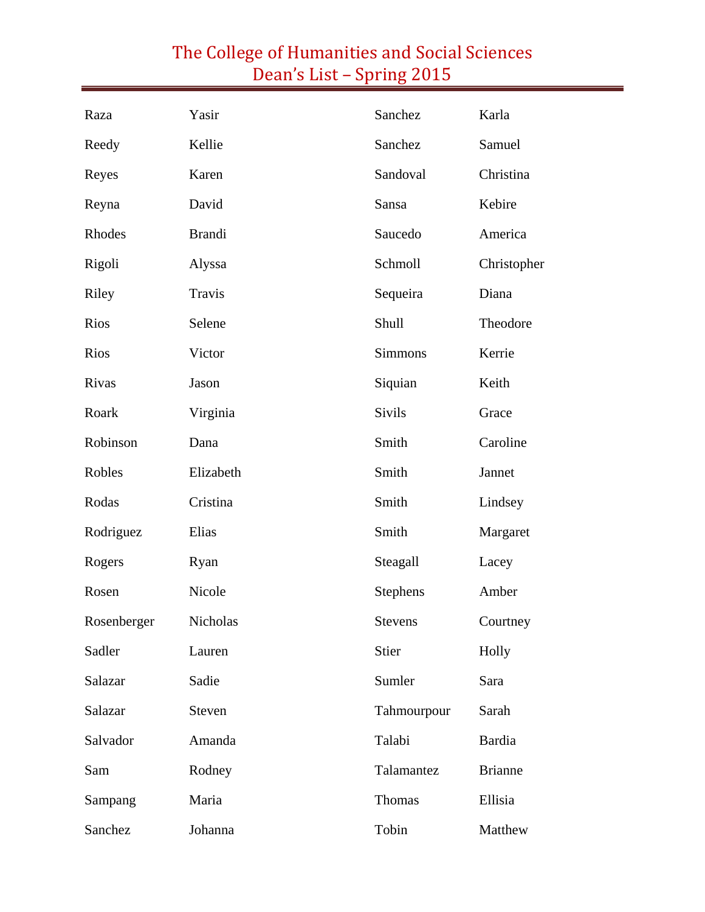# The College of Humanities and Social Sciences
# Dean's List – Spring 2015

| | |
|---|---|
| Raza | Yasir |
| Reedy | Kellie |
| Reyes | Karen |
| Reyna | David |
| Rhodes | Brandi |
| Rigoli | Alyssa |
| Riley | Travis |
| Rios | Selene |
| Rios | Victor |
| Rivas | Jason |
| Roark | Virginia |
| Robinson | Dana |
| Robles | Elizabeth |
| Rodas | Cristina |
| Rodriguez | Elias |
| Rogers | Ryan |
| Rosen | Nicole |
| Rosenberger | Nicholas |
| Sadler | Lauren |
| Salazar | Sadie |
| Salazar | Steven |
| Salvador | Amanda |
| Sam | Rodney |
| Sampang | Maria |
| Sanchez | Johanna |
| Sanchez | Karla |
| Sanchez | Samuel |
| Sandoval | Christina |
| Sansa | Kebire |
| Saucedo | America |
| Schmoll | Christopher |
| Sequeira | Diana |
| Shull | Theodore |
| Simmons | Kerrie |
| Siquian | Keith |
| Sivils | Grace |
| Smith | Caroline |
| Smith | Jannet |
| Smith | Lindsey |
| Smith | Margaret |
| Steagall | Lacey |
| Stephens | Amber |
| Stevens | Courtney |
| Stier | Holly |
| Sumler | Sara |
| Tahmourpour | Sarah |
| Talabi | Bardia |
| Talamantez | Brianne |
| Thomas | Ellisia |
| Tobin | Matthew |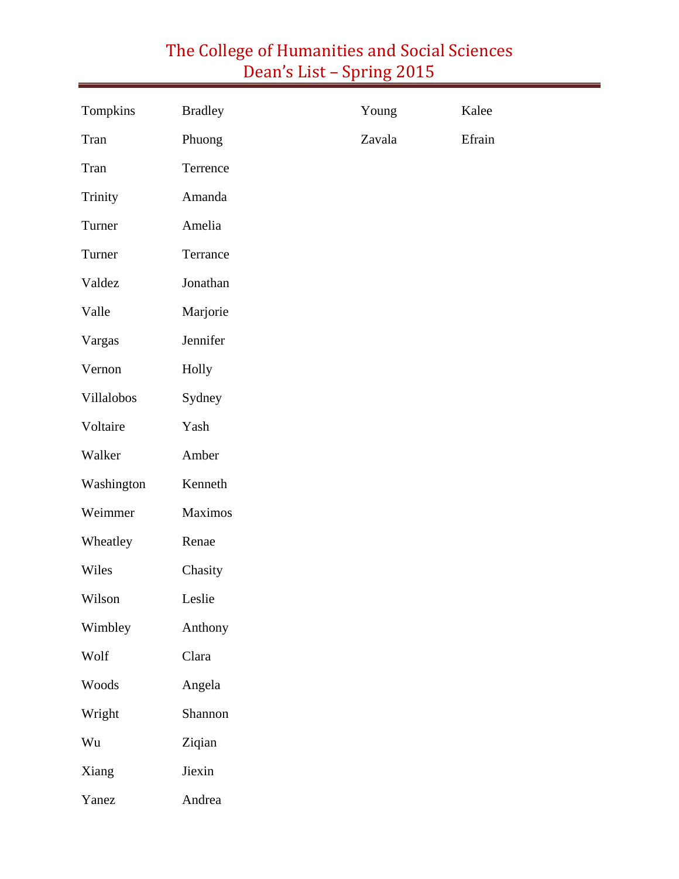# The College of Humanities and Social Sciences
## Dean's List – Spring 2015

| | |
|---|---|
| Tompkins | Bradley |
| Tran | Phuong |
| Tran | Terrence |
| Trinity | Amanda |
| Turner | Amelia |
| Turner | Terrance |
| Valdez | Jonathan |
| Valle | Marjorie |
| Vargas | Jennifer |
| Vernon | Holly |
| Villalobos | Sydney |
| Voltaire | Yash |
| Walker | Amber |
| Washington | Kenneth |
| Weimmer | Maximos |
| Wheatley | Renae |
| Wiles | Chasity |
| Wilson | Leslie |
| Wimbley | Anthony |
| Wolf | Clara |
| Woods | Angela |
| Wright | Shannon |
| Wu | Ziqian |
| Xiang | Jiexin |
| Yanez | Andrea |
| Young | Kalee |
| Zavala | Efrain |